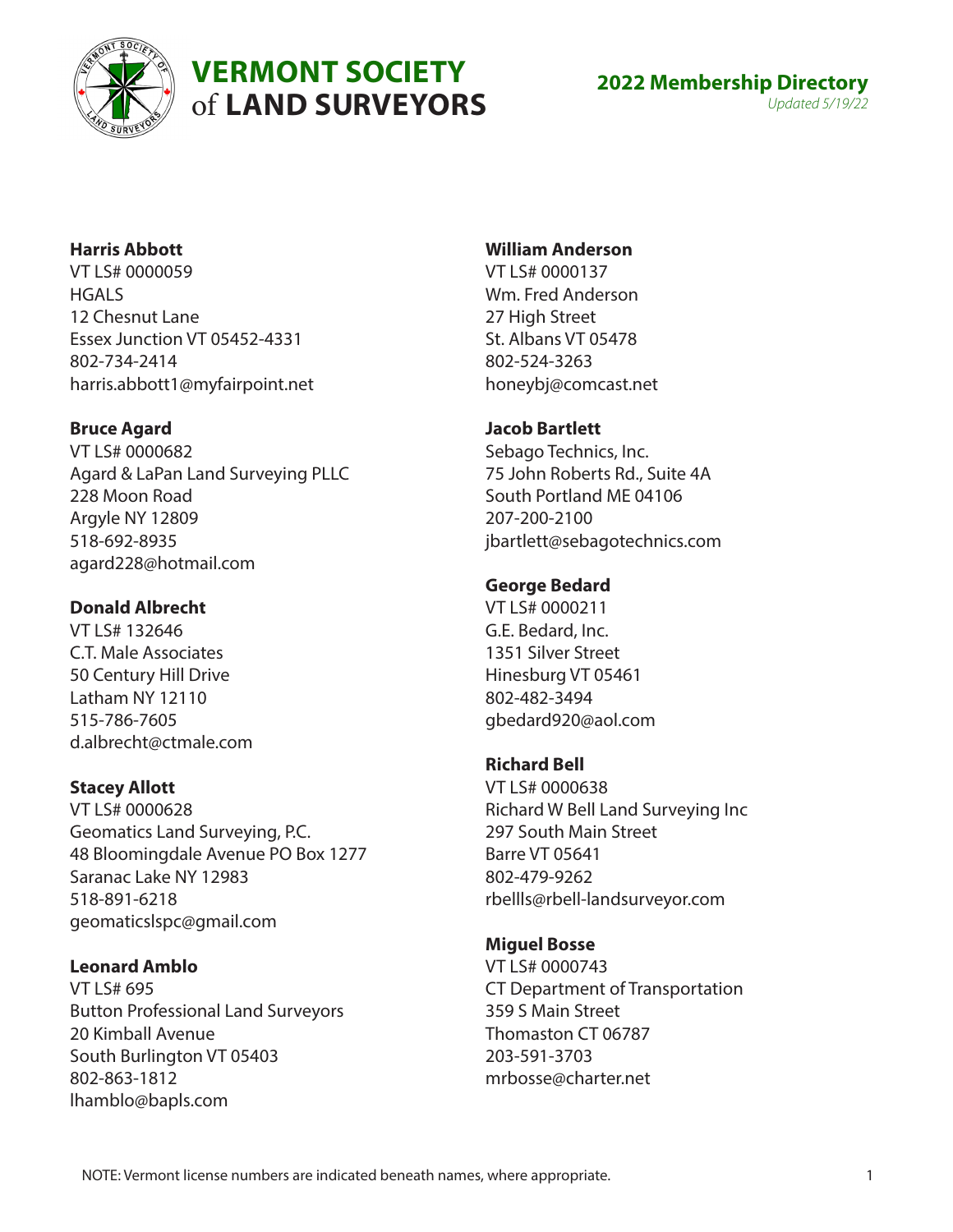# VERMONT SOCIETY of LAND SURVEYORS

## 2022 Membership Directory

*Updated 5/19/22*

**Harris Abbott**
VT LS# 0000059
HGALS
12 Chesnut Lane
Essex Junction VT 05452-4331
802-734-2414
harris.abbott1@myfairpoint.net

**Bruce Agard**
VT LS# 0000682
Agard & LaPan Land Surveying PLLC
228 Moon Road
Argyle NY 12809
518-692-8935
agard228@hotmail.com

**Donald Albrecht**
VT LS# 132646
C.T. Male Associates
50 Century Hill Drive
Latham NY 12110
515-786-7605
d.albrecht@ctmale.com

**Stacey Allott**
VT LS# 0000628
Geomatics Land Surveying, P.C.
48 Bloomingdale Avenue PO Box 1277
Saranac Lake NY 12983
518-891-6218
geomaticslspc@gmail.com

**Leonard Amblo**
VT LS# 695
Button Professional Land Surveyors
20 Kimball Avenue
South Burlington VT 05403
802-863-1812
lhamblo@bapls.com

**William Anderson**
VT LS# 0000137
Wm. Fred Anderson
27 High Street
St. Albans VT 05478
802-524-3263
honeybj@comcast.net

**Jacob Bartlett**
Sebago Technics, Inc.
75 John Roberts Rd., Suite 4A
South Portland ME 04106
207-200-2100
jbartlett@sebagotechnics.com

**George Bedard**
VT LS# 0000211
G.E. Bedard, Inc.
1351 Silver Street
Hinesburg VT 05461
802-482-3494
gbedard920@aol.com

**Richard Bell**
VT LS# 0000638
Richard W Bell Land Surveying Inc
297 South Main Street
Barre VT 05641
802-479-9262
rbellls@rbell-landsurveyor.com

**Miguel Bosse**
VT LS# 0000743
CT Department of Transportation
359 S Main Street
Thomaston CT 06787
203-591-3703
mrbosse@charter.net

NOTE: Vermont license numbers are indicated beneath names, where appropriate.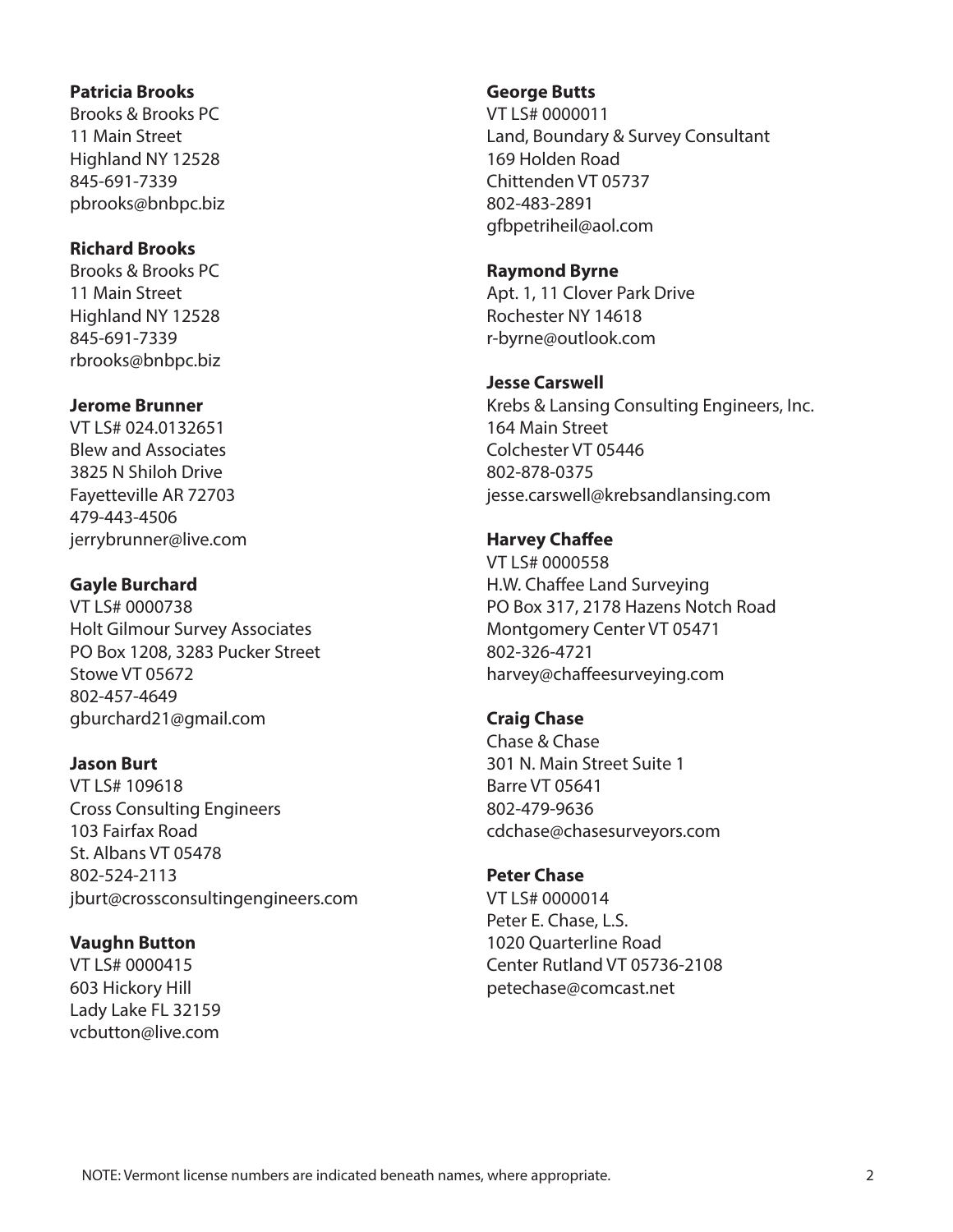**Patricia Brooks**
Brooks & Brooks PC
11 Main Street
Highland NY 12528
845-691-7339
pbrooks@bnbpc.biz

**Richard Brooks**
Brooks & Brooks PC
11 Main Street
Highland NY 12528
845-691-7339
rbrooks@bnbpc.biz

**Jerome Brunner**
VT LS# 024.0132651
Blew and Associates
3825 N Shiloh Drive
Fayetteville AR 72703
479-443-4506
jerrybrunner@live.com

**Gayle Burchard**
VT LS# 0000738
Holt Gilmour Survey Associates
PO Box 1208, 3283 Pucker Street
Stowe VT 05672
802-457-4649
gburchard21@gmail.com

**Jason Burt**
VT LS# 109618
Cross Consulting Engineers
103 Fairfax Road
St. Albans VT 05478
802-524-2113
jburt@crossconsultingengineers.com

**Vaughn Button**
VT LS# 0000415
603 Hickory Hill
Lady Lake FL 32159
vcbutton@live.com

**George Butts**
VT LS# 0000011
Land, Boundary & Survey Consultant
169 Holden Road
Chittenden VT 05737
802-483-2891
gfbpetriheil@aol.com

**Raymond Byrne**
Apt. 1, 11 Clover Park Drive
Rochester NY 14618
r-byrne@outlook.com

**Jesse Carswell**
Krebs & Lansing Consulting Engineers, Inc.
164 Main Street
Colchester VT 05446
802-878-0375
jesse.carswell@krebsandlansing.com

**Harvey Chaffee**
VT LS# 0000558
H.W. Chaffee Land Surveying
PO Box 317, 2178 Hazens Notch Road
Montgomery Center VT 05471
802-326-4721
harvey@chaffeesurveying.com

**Craig Chase**
Chase & Chase
301 N. Main Street Suite 1
Barre VT 05641
802-479-9636
cdchase@chasesurveyors.com

**Peter Chase**
VT LS# 0000014
Peter E. Chase, L.S.
1020 Quarterline Road
Center Rutland VT 05736-2108
petechase@comcast.net

NOTE: Vermont license numbers are indicated beneath names, where appropriate.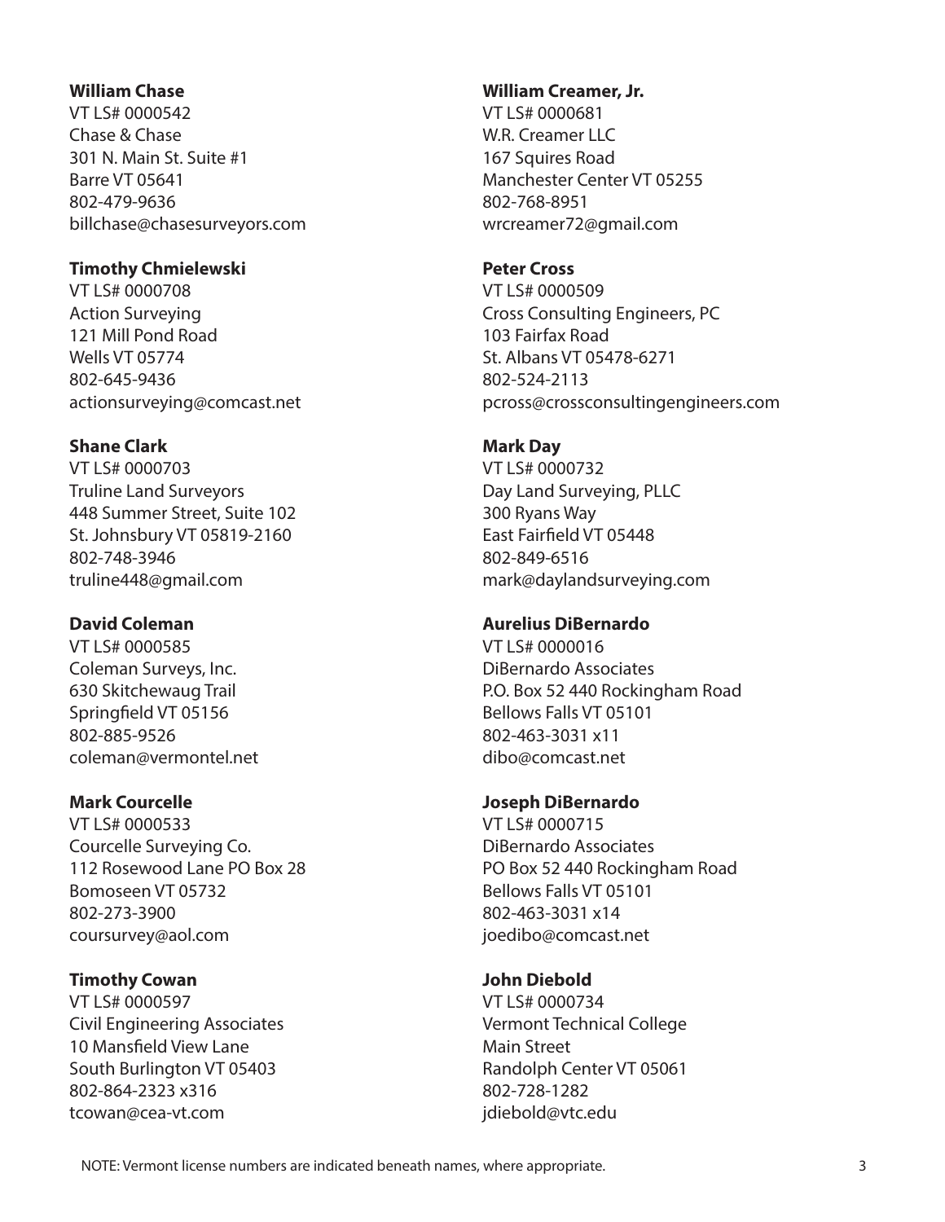**William Chase**
VT LS# 0000542
Chase & Chase
301 N. Main St. Suite #1
Barre VT 05641
802-479-9636
billchase@chasesurveyors.com

**Timothy Chmielewski**
VT LS# 0000708
Action Surveying
121 Mill Pond Road
Wells VT 05774
802-645-9436
actionsurveying@comcast.net

**Shane Clark**
VT LS# 0000703
Truline Land Surveyors
448 Summer Street, Suite 102
St. Johnsbury VT 05819-2160
802-748-3946
truline448@gmail.com

**David Coleman**
VT LS# 0000585
Coleman Surveys, Inc.
630 Skitchewaug Trail
Springfield VT 05156
802-885-9526
coleman@vermontel.net

**Mark Courcelle**
VT LS# 0000533
Courcelle Surveying Co.
112 Rosewood Lane PO Box 28
Bomoseen VT 05732
802-273-3900
coursurvey@aol.com

**Timothy Cowan**
VT LS# 0000597
Civil Engineering Associates
10 Mansfield View Lane
South Burlington VT 05403
802-864-2323 x316
tcowan@cea-vt.com

**William Creamer, Jr.**
VT LS# 0000681
W.R. Creamer LLC
167 Squires Road
Manchester Center VT 05255
802-768-8951
wrcreamer72@gmail.com

**Peter Cross**
VT LS# 0000509
Cross Consulting Engineers, PC
103 Fairfax Road
St. Albans VT 05478-6271
802-524-2113
pcross@crossconsultingengineers.com

**Mark Day**
VT LS# 0000732
Day Land Surveying, PLLC
300 Ryans Way
East Fairfield VT 05448
802-849-6516
mark@daylandsurveying.com

**Aurelius DiBernardo**
VT LS# 0000016
DiBernardo Associates
P.O. Box 52 440 Rockingham Road
Bellows Falls VT 05101
802-463-3031 x11
dibo@comcast.net

**Joseph DiBernardo**
VT LS# 0000715
DiBernardo Associates
PO Box 52 440 Rockingham Road
Bellows Falls VT 05101
802-463-3031 x14
joedibo@comcast.net

**John Diebold**
VT LS# 0000734
Vermont Technical College
Main Street
Randolph Center VT 05061
802-728-1282
jdiebold@vtc.edu

NOTE: Vermont license numbers are indicated beneath names, where appropriate.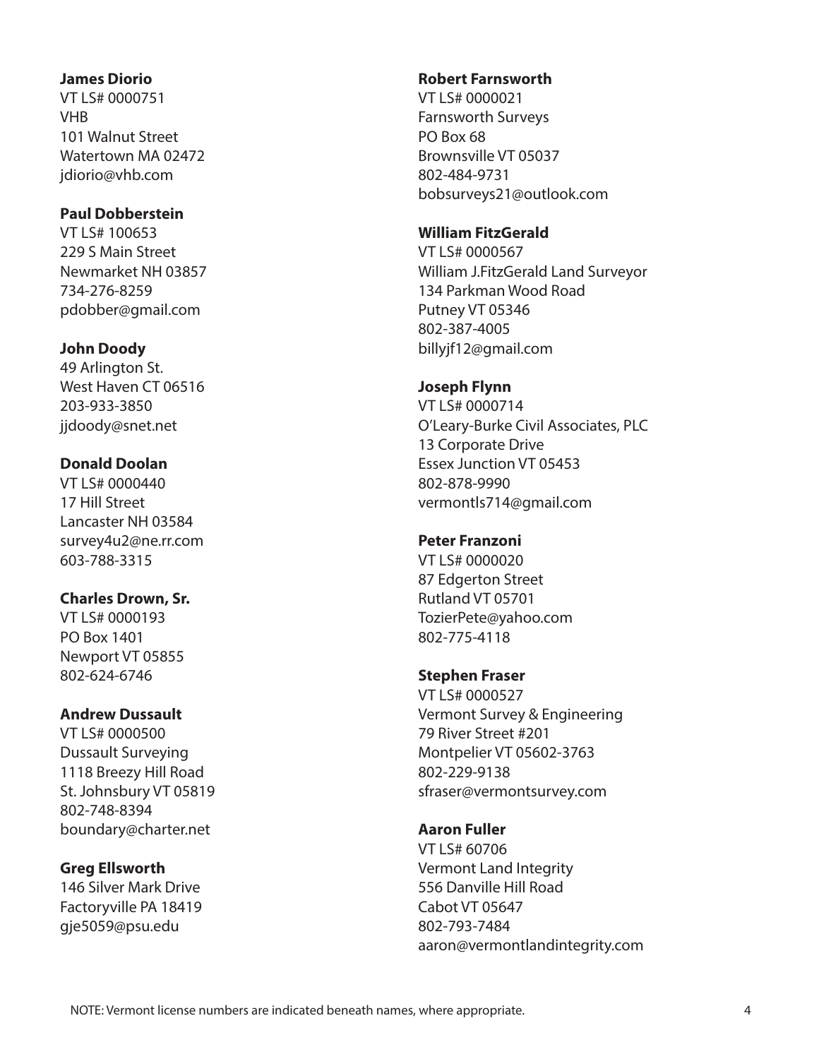**James Diorio**
VT LS# 0000751
VHB
101 Walnut Street
Watertown MA 02472
jdiorio@vhb.com

**Paul Dobberstein**
VT LS# 100653
229 S Main Street
Newmarket NH 03857
734-276-8259
pdobber@gmail.com

**John Doody**
49 Arlington St.
West Haven CT 06516
203-933-3850
jjdoody@snet.net

**Donald Doolan**
VT LS# 0000440
17 Hill Street
Lancaster NH 03584
survey4u2@ne.rr.com
603-788-3315

**Charles Drown, Sr.**
VT LS# 0000193
PO Box 1401
Newport VT 05855
802-624-6746

**Andrew Dussault**
VT LS# 0000500
Dussault Surveying
1118 Breezy Hill Road
St. Johnsbury VT 05819
802-748-8394
boundary@charter.net

**Greg Ellsworth**
146 Silver Mark Drive
Factoryville PA 18419
gje5059@psu.edu

**Robert Farnsworth**
VT LS# 0000021
Farnsworth Surveys
PO Box 68
Brownsville VT 05037
802-484-9731
bobsurveys21@outlook.com

**William FitzGerald**
VT LS# 0000567
William J.FitzGerald Land Surveyor
134 Parkman Wood Road
Putney VT 05346
802-387-4005
billyjf12@gmail.com

**Joseph Flynn**
VT LS# 0000714
O'Leary-Burke Civil Associates, PLC
13 Corporate Drive
Essex Junction VT 05453
802-878-9990
vermontls714@gmail.com

**Peter Franzoni**
VT LS# 0000020
87 Edgerton Street
Rutland VT 05701
TozierPete@yahoo.com
802-775-4118

**Stephen Fraser**
VT LS# 0000527
Vermont Survey & Engineering
79 River Street #201
Montpelier VT 05602-3763
802-229-9138
sfraser@vermontsurvey.com

**Aaron Fuller**
VT LS# 60706
Vermont Land Integrity
556 Danville Hill Road
Cabot VT 05647
802-793-7484
aaron@vermontlandintegrity.com

NOTE: Vermont license numbers are indicated beneath names, where appropriate.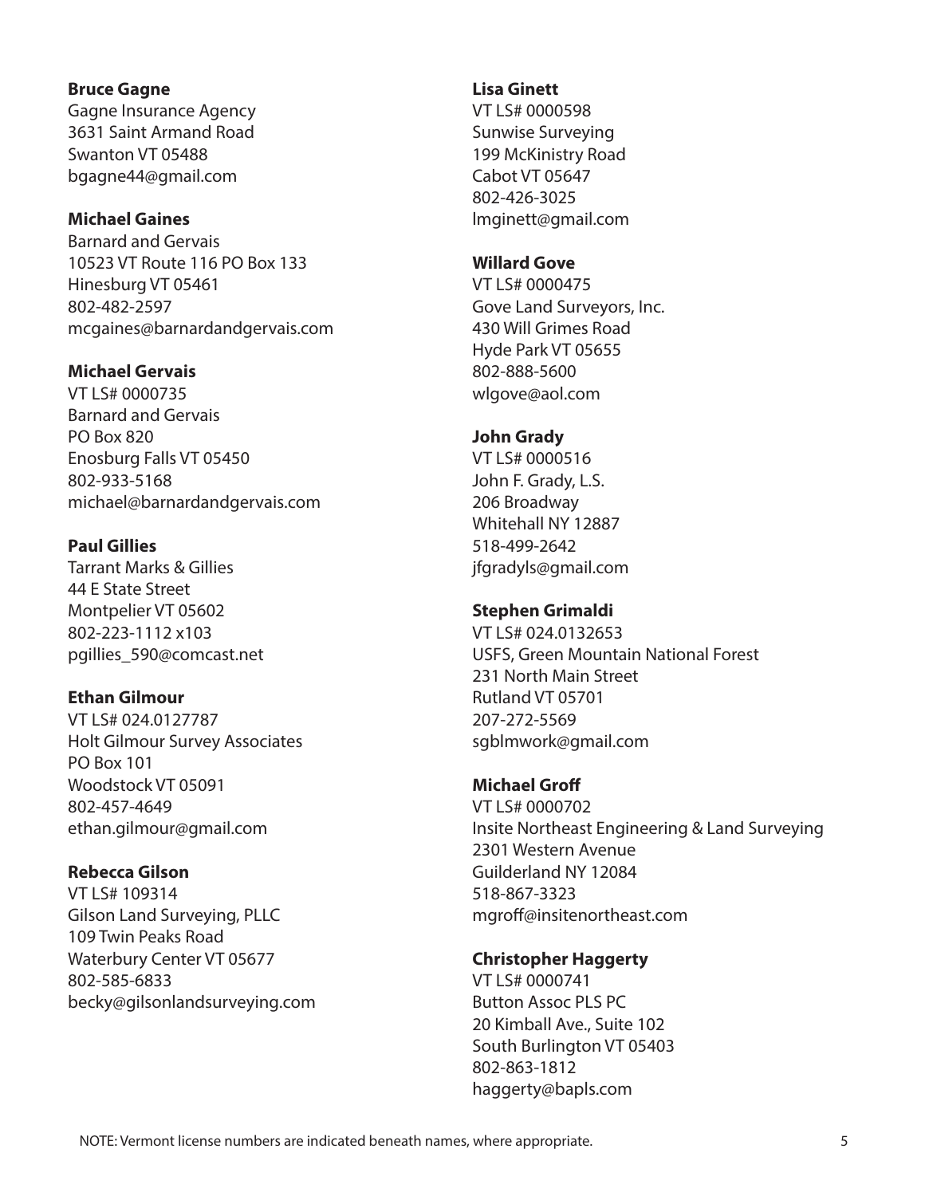**Bruce Gagne**
Gagne Insurance Agency
3631 Saint Armand Road
Swanton VT 05488
bgagne44@gmail.com

**Michael Gaines**
Barnard and Gervais
10523 VT Route 116 PO Box 133
Hinesburg VT 05461
802-482-2597
mcgaines@barnardandgervais.com

**Michael Gervais**
VT LS# 0000735
Barnard and Gervais
PO Box 820
Enosburg Falls VT 05450
802-933-5168
michael@barnardandgervais.com

**Paul Gillies**
Tarrant Marks & Gillies
44 E State Street
Montpelier VT 05602
802-223-1112 x103
pgillies_590@comcast.net

**Ethan Gilmour**
VT LS# 024.0127787
Holt Gilmour Survey Associates
PO Box 101
Woodstock VT 05091
802-457-4649
ethan.gilmour@gmail.com

**Rebecca Gilson**
VT LS# 109314
Gilson Land Surveying, PLLC
109 Twin Peaks Road
Waterbury Center VT 05677
802-585-6833
becky@gilsonlandsurveying.com

**Lisa Ginett**
VT LS# 0000598
Sunwise Surveying
199 McKinistry Road
Cabot VT 05647
802-426-3025
lmginett@gmail.com

**Willard Gove**
VT LS# 0000475
Gove Land Surveyors, Inc.
430 Will Grimes Road
Hyde Park VT 05655
802-888-5600
wlgove@aol.com

**John Grady**
VT LS# 0000516
John F. Grady, L.S.
206 Broadway
Whitehall NY 12887
518-499-2642
jfgradyls@gmail.com

**Stephen Grimaldi**
VT LS# 024.0132653
USFS, Green Mountain National Forest
231 North Main Street
Rutland VT 05701
207-272-5569
sgblmwork@gmail.com

**Michael Groff**
VT LS# 0000702
Insite Northeast Engineering & Land Surveying
2301 Western Avenue
Guilderland NY 12084
518-867-3323
mgroff@insitenortheast.com

**Christopher Haggerty**
VT LS# 0000741
Button Assoc PLS PC
20 Kimball Ave., Suite 102
South Burlington VT 05403
802-863-1812
haggerty@bapls.com

NOTE: Vermont license numbers are indicated beneath names, where appropriate.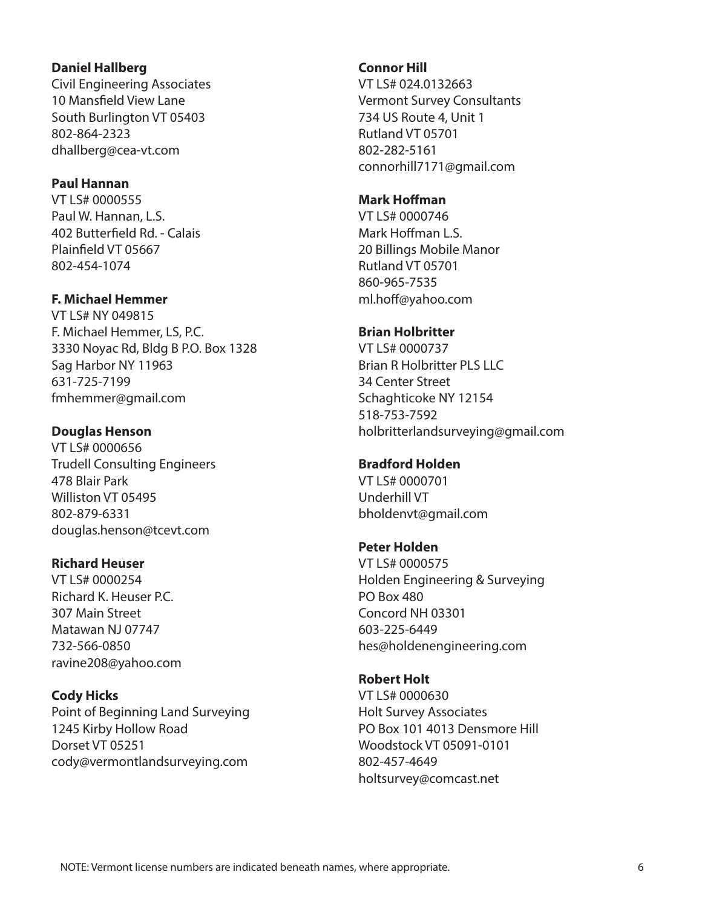**Daniel Hallberg**
Civil Engineering Associates
10 Mansfield View Lane
South Burlington VT 05403
802-864-2323
dhallberg@cea-vt.com

**Paul Hannan**
VT LS# 0000555
Paul W. Hannan, L.S.
402 Butterfield Rd. - Calais
Plainfield VT 05667
802-454-1074

**F. Michael Hemmer**
VT LS# NY 049815
F. Michael Hemmer, LS, P.C.
3330 Noyac Rd, Bldg B P.O. Box 1328
Sag Harbor NY 11963
631-725-7199
fmhemmer@gmail.com

**Douglas Henson**
VT LS# 0000656
Trudell Consulting Engineers
478 Blair Park
Williston VT 05495
802-879-6331
douglas.henson@tcevt.com

**Richard Heuser**
VT LS# 0000254
Richard K. Heuser P.C.
307 Main Street
Matawan NJ 07747
732-566-0850
ravine208@yahoo.com

**Cody Hicks**
Point of Beginning Land Surveying
1245 Kirby Hollow Road
Dorset VT 05251
cody@vermontlandsurveying.com

**Connor Hill**
VT LS# 024.0132663
Vermont Survey Consultants
734 US Route 4, Unit 1
Rutland VT 05701
802-282-5161
connorhill7171@gmail.com

**Mark Hoffman**
VT LS# 0000746
Mark Hoffman L.S.
20 Billings Mobile Manor
Rutland VT 05701
860-965-7535
ml.hoff@yahoo.com

**Brian Holbritter**
VT LS# 0000737
Brian R Holbritter PLS LLC
34 Center Street
Schaghticoke NY 12154
518-753-7592
holbritterlandsurveying@gmail.com

**Bradford Holden**
VT LS# 0000701
Underhill VT
bholdenvt@gmail.com

**Peter Holden**
VT LS# 0000575
Holden Engineering & Surveying
PO Box 480
Concord NH 03301
603-225-6449
hes@holdenengineering.com

**Robert Holt**
VT LS# 0000630
Holt Survey Associates
PO Box 101 4013 Densmore Hill
Woodstock VT 05091-0101
802-457-4649
holtsurvey@comcast.net

NOTE: Vermont license numbers are indicated beneath names, where appropriate.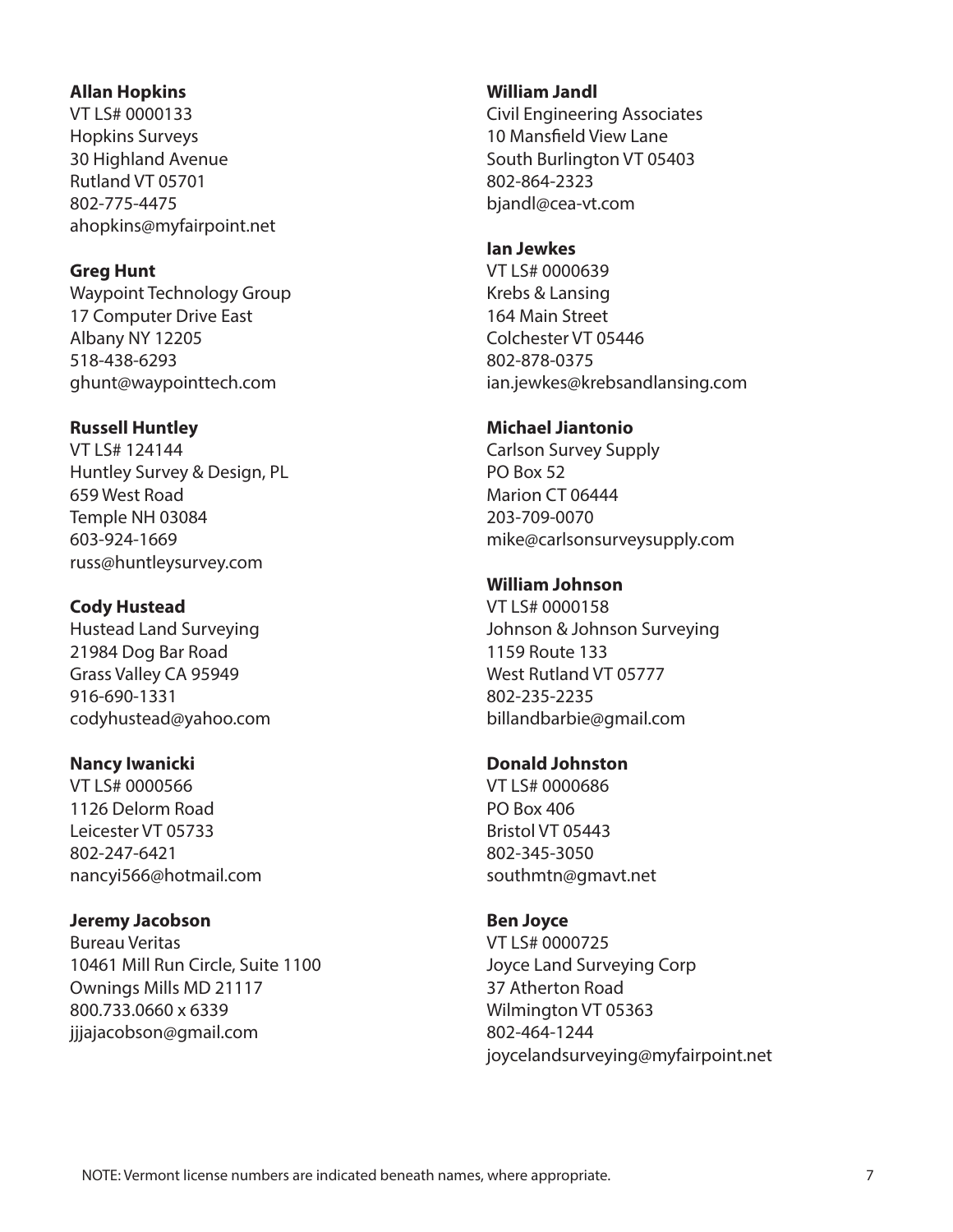**Allan Hopkins**
VT LS# 0000133
Hopkins Surveys
30 Highland Avenue
Rutland VT 05701
802-775-4475
ahopkins@myfairpoint.net

**Greg Hunt**
Waypoint Technology Group
17 Computer Drive East
Albany NY 12205
518-438-6293
ghunt@waypointtech.com

**Russell Huntley**
VT LS# 124144
Huntley Survey & Design, PL
659 West Road
Temple NH 03084
603-924-1669
russ@huntleysurvey.com

**Cody Hustead**
Hustead Land Surveying
21984 Dog Bar Road
Grass Valley CA 95949
916-690-1331
codyhustead@yahoo.com

**Nancy Iwanicki**
VT LS# 0000566
1126 Delorm Road
Leicester VT 05733
802-247-6421
nancyi566@hotmail.com

**Jeremy Jacobson**
Bureau Veritas
10461 Mill Run Circle, Suite 1100
Owings Mills MD 21117
800.733.0660 x 6339
jjjajacobson@gmail.com

**William Jandl**
Civil Engineering Associates
10 Mansfield View Lane
South Burlington VT 05403
802-864-2323
bjandl@cea-vt.com

**Ian Jewkes**
VT LS# 0000639
Krebs & Lansing
164 Main Street
Colchester VT 05446
802-878-0375
ian.jewkes@krebsandlansing.com

**Michael Jiantonio**
Carlson Survey Supply
PO Box 52
Marion CT 06444
203-709-0070
mike@carlsonsurveysupply.com

**William Johnson**
VT LS# 0000158
Johnson & Johnson Surveying
1159 Route 133
West Rutland VT 05777
802-235-2235
billandbarbie@gmail.com

**Donald Johnston**
VT LS# 0000686
PO Box 406
Bristol VT 05443
802-345-3050
southmtn@gmavt.net

**Ben Joyce**
VT LS# 0000725
Joyce Land Surveying Corp
37 Atherton Road
Wilmington VT 05363
802-464-1244
joycelandsurveying@myfairpoint.net

NOTE: Vermont license numbers are indicated beneath names, where appropriate.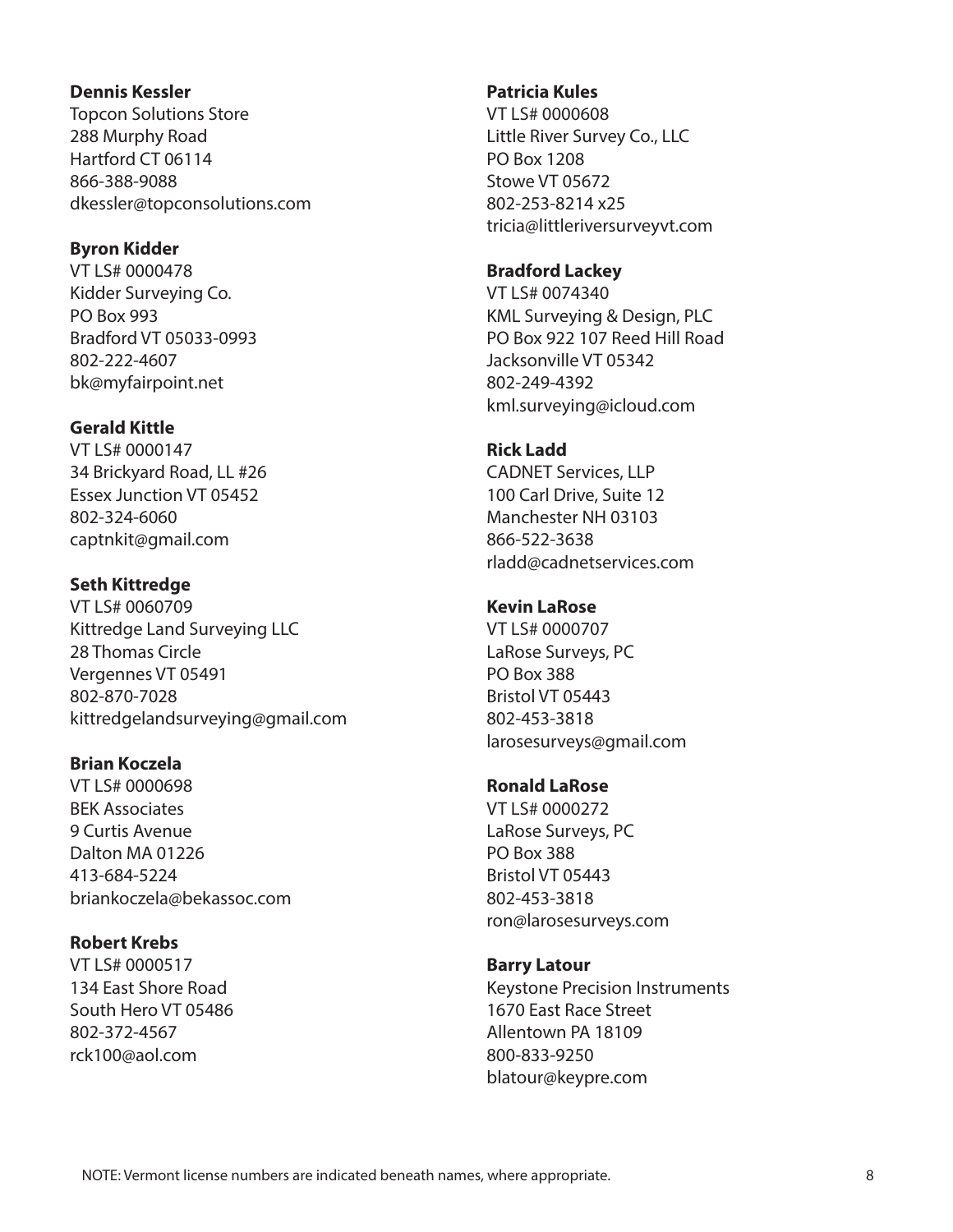**Dennis Kessler**
Topcon Solutions Store
288 Murphy Road
Hartford CT 06114
866-388-9088
dkessler@topconsolutions.com

**Byron Kidder**
VT LS# 0000478
Kidder Surveying Co.
PO Box 993
Bradford VT 05033-0993
802-222-4607
bk@myfairpoint.net

**Gerald Kittle**
VT LS# 0000147
34 Brickyard Road, LL #26
Essex Junction VT 05452
802-324-6060
captnkit@gmail.com

**Seth Kittredge**
VT LS# 0060709
Kittredge Land Surveying LLC
28 Thomas Circle
Vergennes VT 05491
802-870-7028
kittredgelandsurveying@gmail.com

**Brian Koczela**
VT LS# 0000698
BEK Associates
9 Curtis Avenue
Dalton MA 01226
413-684-5224
briankoczela@bekassoc.com

**Robert Krebs**
VT LS# 0000517
134 East Shore Road
South Hero VT 05486
802-372-4567
rck100@aol.com

**Patricia Kules**
VT LS# 0000608
Little River Survey Co., LLC
PO Box 1208
Stowe VT 05672
802-253-8214 x25
tricia@littleriversurveyvt.com

**Bradford Lackey**
VT LS# 0074340
KML Surveying & Design, PLC
PO Box 922 107 Reed Hill Road
Jacksonville VT 05342
802-249-4392
kml.surveying@icloud.com

**Rick Ladd**
CADNET Services, LLP
100 Carl Drive, Suite 12
Manchester NH 03103
866-522-3638
rladd@cadnetservices.com

**Kevin LaRose**
VT LS# 0000707
LaRose Surveys, PC
PO Box 388
Bristol VT 05443
802-453-3818
larosesurveys@gmail.com

**Ronald LaRose**
VT LS# 0000272
LaRose Surveys, PC
PO Box 388
Bristol VT 05443
802-453-3818
ron@larosesurveys.com

**Barry Latour**
Keystone Precision Instruments
1670 East Race Street
Allentown PA 18109
800-833-9250
blatour@keypre.com

NOTE: Vermont license numbers are indicated beneath names, where appropriate.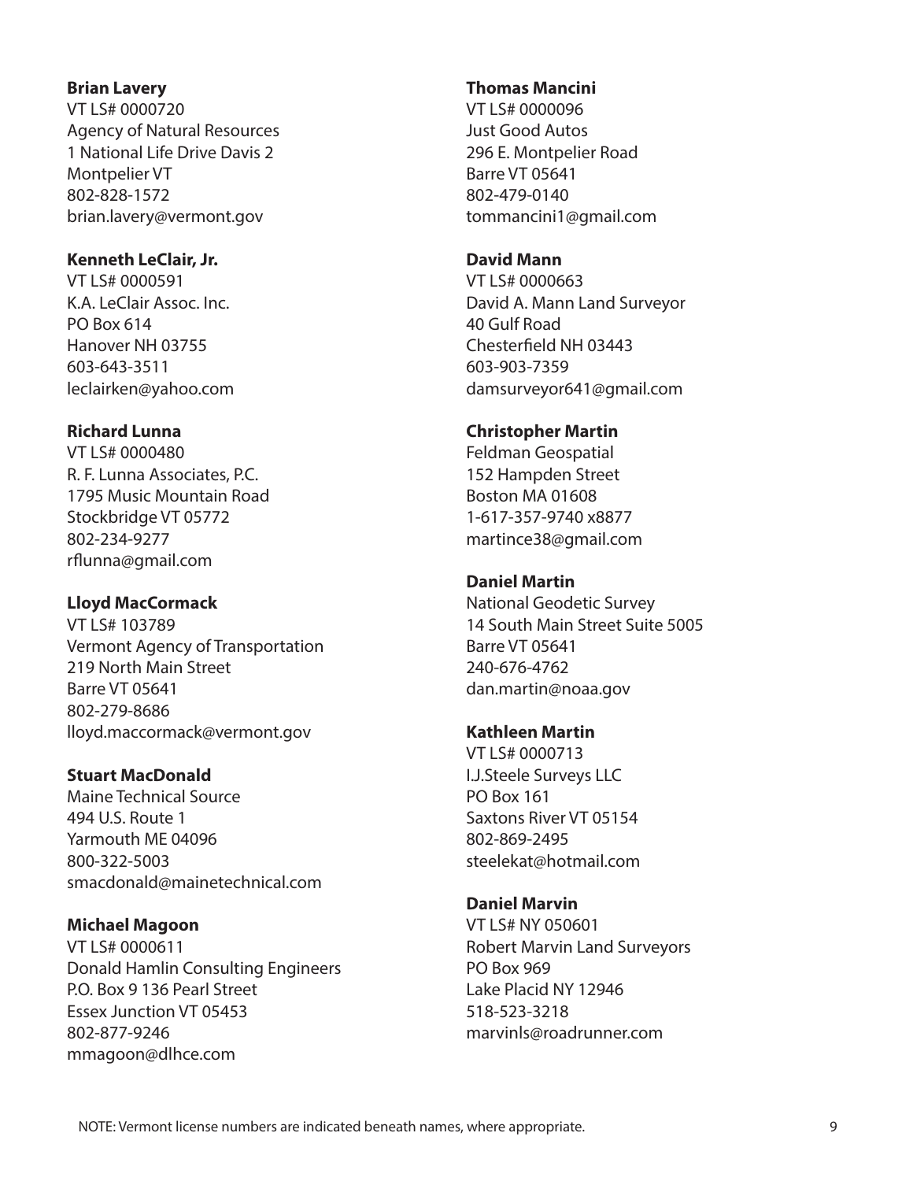**Brian Lavery**
VT LS# 0000720
Agency of Natural Resources
1 National Life Drive Davis 2
Montpelier VT
802-828-1572
brian.lavery@vermont.gov

**Kenneth LeClair, Jr.**
VT LS# 0000591
K.A. LeClair Assoc. Inc.
PO Box 614
Hanover NH 03755
603-643-3511
leclairken@yahoo.com

**Richard Lunna**
VT LS# 0000480
R. F. Lunna Associates, P.C.
1795 Music Mountain Road
Stockbridge VT 05772
802-234-9277
rflunna@gmail.com

**Lloyd MacCormack**
VT LS# 103789
Vermont Agency of Transportation
219 North Main Street
Barre VT 05641
802-279-8686
lloyd.maccormack@vermont.gov

**Stuart MacDonald**
Maine Technical Source
494 U.S. Route 1
Yarmouth ME 04096
800-322-5003
smacdonald@mainetechnical.com

**Michael Magoon**
VT LS# 0000611
Donald Hamlin Consulting Engineers
P.O. Box 9 136 Pearl Street
Essex Junction VT 05453
802-877-9246
mmagoon@dlhce.com

**Thomas Mancini**
VT LS# 0000096
Just Good Autos
296 E. Montpelier Road
Barre VT 05641
802-479-0140
tommancini1@gmail.com

**David Mann**
VT LS# 0000663
David A. Mann Land Surveyor
40 Gulf Road
Chesterfield NH 03443
603-903-7359
damsurveyor641@gmail.com

**Christopher Martin**
Feldman Geospatial
152 Hampden Street
Boston MA 01608
1-617-357-9740 x8877
martince38@gmail.com

**Daniel Martin**
National Geodetic Survey
14 South Main Street Suite 5005
Barre VT 05641
240-676-4762
dan.martin@noaa.gov

**Kathleen Martin**
VT LS# 0000713
I.J.Steele Surveys LLC
PO Box 161
Saxtons River VT 05154
802-869-2495
steelekat@hotmail.com

**Daniel Marvin**
VT LS# NY 050601
Robert Marvin Land Surveyors
PO Box 969
Lake Placid NY 12946
518-523-3218
marvinls@roadrunner.com

NOTE: Vermont license numbers are indicated beneath names, where appropriate.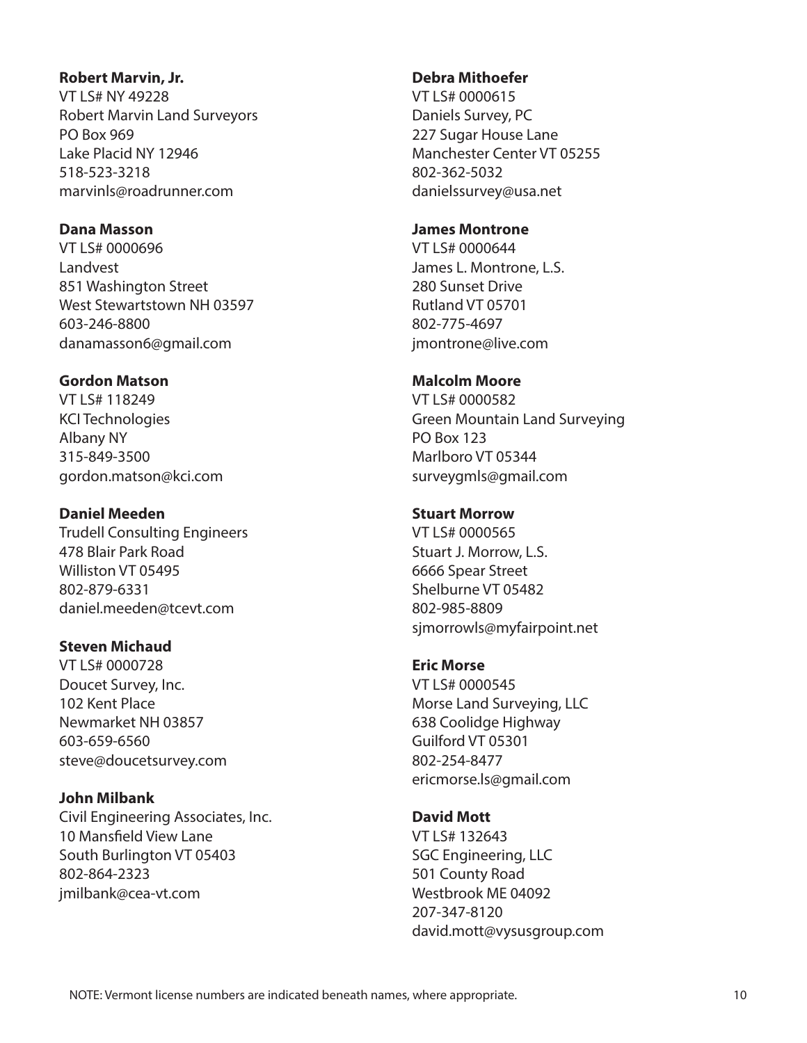**Robert Marvin, Jr.**
VT LS# NY 49228
Robert Marvin Land Surveyors
PO Box 969
Lake Placid NY 12946
518-523-3218
marvinls@roadrunner.com

**Dana Masson**
VT LS# 0000696
Landvest
851 Washington Street
West Stewartstown NH 03597
603-246-8800
danamasson6@gmail.com

**Gordon Matson**
VT LS# 118249
KCI Technologies
Albany NY
315-849-3500
gordon.matson@kci.com

**Daniel Meeden**
Trudell Consulting Engineers
478 Blair Park Road
Williston VT 05495
802-879-6331
daniel.meeden@tcevt.com

**Steven Michaud**
VT LS# 0000728
Doucet Survey, Inc.
102 Kent Place
Newmarket NH 03857
603-659-6560
steve@doucetsurvey.com

**John Milbank**
Civil Engineering Associates, Inc.
10 Mansfield View Lane
South Burlington VT 05403
802-864-2323
jmilbank@cea-vt.com

**Debra Mithoefer**
VT LS# 0000615
Daniels Survey, PC
227 Sugar House Lane
Manchester Center VT 05255
802-362-5032
danielssurvey@usa.net

**James Montrone**
VT LS# 0000644
James L. Montrone, L.S.
280 Sunset Drive
Rutland VT 05701
802-775-4697
jmontrone@live.com

**Malcolm Moore**
VT LS# 0000582
Green Mountain Land Surveying
PO Box 123
Marlboro VT 05344
surveygmls@gmail.com

**Stuart Morrow**
VT LS# 0000565
Stuart J. Morrow, L.S.
6666 Spear Street
Shelburne VT 05482
802-985-8809
sjmorrowls@myfairpoint.net

**Eric Morse**
VT LS# 0000545
Morse Land Surveying, LLC
638 Coolidge Highway
Guilford VT 05301
802-254-8477
ericmorse.ls@gmail.com

**David Mott**
VT LS# 132643
SGC Engineering, LLC
501 County Road
Westbrook ME 04092
207-347-8120
david.mott@vysusgroup.com

NOTE: Vermont license numbers are indicated beneath names, where appropriate.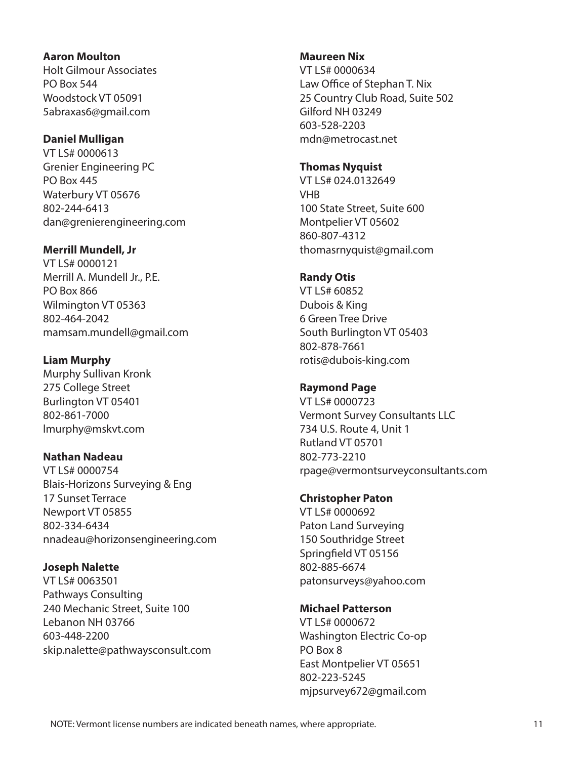**Aaron Moulton**
Holt Gilmour Associates
PO Box 544
Woodstock VT 05091
5abraxas6@gmail.com

**Daniel Mulligan**
VT LS# 0000613
Grenier Engineering PC
PO Box 445
Waterbury VT 05676
802-244-6413
dan@grenierengineering.com

**Merrill Mundell, Jr**
VT LS# 0000121
Merrill A. Mundell Jr., P.E.
PO Box 866
Wilmington VT 05363
802-464-2042
mamsam.mundell@gmail.com

**Liam Murphy**
Murphy Sullivan Kronk
275 College Street
Burlington VT 05401
802-861-7000
lmurphy@mskvt.com

**Nathan Nadeau**
VT LS# 0000754
Blais-Horizons Surveying & Eng
17 Sunset Terrace
Newport VT 05855
802-334-6434
nnadeau@horizonsengineering.com

**Joseph Nalette**
VT LS# 0063501
Pathways Consulting
240 Mechanic Street, Suite 100
Lebanon NH 03766
603-448-2200
skip.nalette@pathwaysconsult.com

**Maureen Nix**
VT LS# 0000634
Law Office of Stephan T. Nix
25 Country Club Road, Suite 502
Gilford NH 03249
603-528-2203
mdn@metrocast.net

**Thomas Nyquist**
VT LS# 024.0132649
VHB
100 State Street, Suite 600
Montpelier VT 05602
860-807-4312
thomasrnyquist@gmail.com

**Randy Otis**
VT LS# 60852
Dubois & King
6 Green Tree Drive
South Burlington VT 05403
802-878-7661
rotis@dubois-king.com

**Raymond Page**
VT LS# 0000723
Vermont Survey Consultants LLC
734 U.S. Route 4, Unit 1
Rutland VT 05701
802-773-2210
rpage@vermontsurveyconsultants.com

**Christopher Paton**
VT LS# 0000692
Paton Land Surveying
150 Southridge Street
Springfield VT 05156
802-885-6674
patonsurveys@yahoo.com

**Michael Patterson**
VT LS# 0000672
Washington Electric Co-op
PO Box 8
East Montpelier VT 05651
802-223-5245
mjpsurvey672@gmail.com

NOTE: Vermont license numbers are indicated beneath names, where appropriate.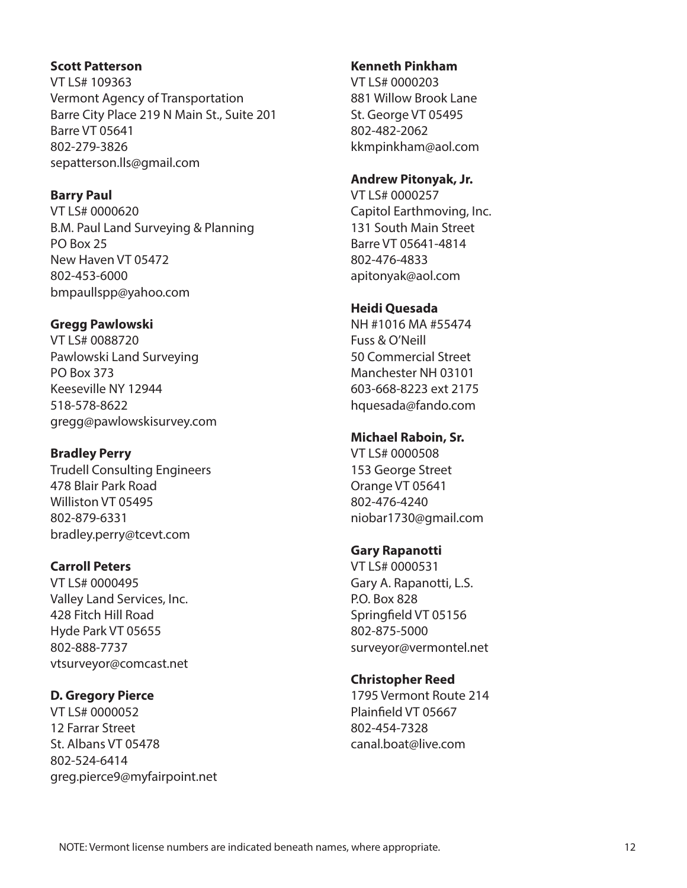**Scott Patterson**
VT LS# 109363
Vermont Agency of Transportation
Barre City Place 219 N Main St., Suite 201
Barre VT 05641
802-279-3826
sepatterson.lls@gmail.com

**Barry Paul**
VT LS# 0000620
B.M. Paul Land Surveying & Planning
PO Box 25
New Haven VT 05472
802-453-6000
bmpaullspp@yahoo.com

**Gregg Pawlowski**
VT LS# 0088720
Pawlowski Land Surveying
PO Box 373
Keeseville NY 12944
518-578-8622
gregg@pawlowskisurvey.com

**Bradley Perry**
Trudell Consulting Engineers
478 Blair Park Road
Williston VT 05495
802-879-6331
bradley.perry@tcevt.com

**Carroll Peters**
VT LS# 0000495
Valley Land Services, Inc.
428 Fitch Hill Road
Hyde Park VT 05655
802-888-7737
vtsurveyor@comcast.net

**D. Gregory Pierce**
VT LS# 0000052
12 Farrar Street
St. Albans VT 05478
802-524-6414
greg.pierce9@myfairpoint.net

**Kenneth Pinkham**
VT LS# 0000203
881 Willow Brook Lane
St. George VT 05495
802-482-2062
kkmpinkham@aol.com

**Andrew Pitonyak, Jr.**
VT LS# 0000257
Capitol Earthmoving, Inc.
131 South Main Street
Barre VT 05641-4814
802-476-4833
apitonyak@aol.com

**Heidi Quesada**
NH #1016 MA #55474
Fuss & O'Neill
50 Commercial Street
Manchester NH 03101
603-668-8223 ext 2175
hquesada@fando.com

**Michael Raboin, Sr.**
VT LS# 0000508
153 George Street
Orange VT 05641
802-476-4240
niobar1730@gmail.com

**Gary Rapanotti**
VT LS# 0000531
Gary A. Rapanotti, L.S.
P.O. Box 828
Springfield VT 05156
802-875-5000
surveyor@vermontel.net

**Christopher Reed**
1795 Vermont Route 214
Plainfield VT 05667
802-454-7328
canal.boat@live.com

NOTE: Vermont license numbers are indicated beneath names, where appropriate.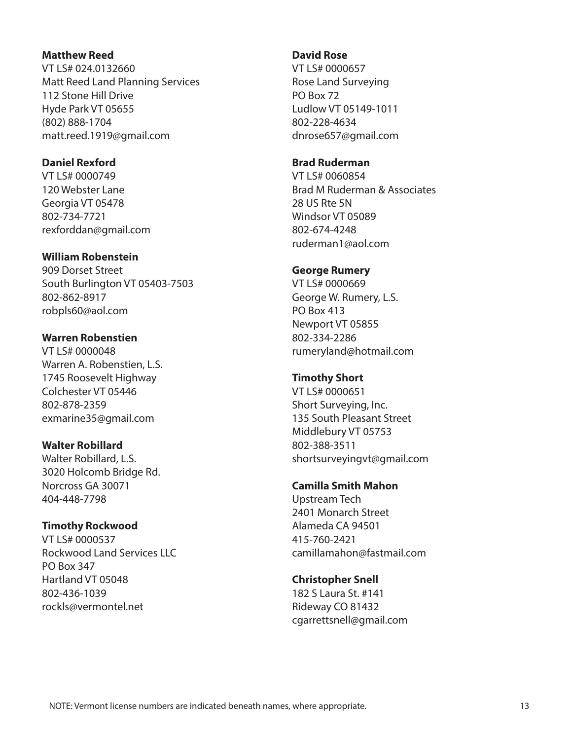**Matthew Reed**
VT LS# 024.0132660
Matt Reed Land Planning Services
112 Stone Hill Drive
Hyde Park VT 05655
(802) 888-1704
matt.reed.1919@gmail.com

**Daniel Rexford**
VT LS# 0000749
120 Webster Lane
Georgia VT 05478
802-734-7721
rexforddan@gmail.com

**William Robenstein**
909 Dorset Street
South Burlington VT 05403-7503
802-862-8917
robpls60@aol.com

**Warren Robenstien**
VT LS# 0000048
Warren A. Robenstien, L.S.
1745 Roosevelt Highway
Colchester VT 05446
802-878-2359
exmarine35@gmail.com

**Walter Robillard**
Walter Robillard, L.S.
3020 Holcomb Bridge Rd.
Norcross GA 30071
404-448-7798

**Timothy Rockwood**
VT LS# 0000537
Rockwood Land Services LLC
PO Box 347
Hartland VT 05048
802-436-1039
rockls@vermontel.net

**David Rose**
VT LS# 0000657
Rose Land Surveying
PO Box 72
Ludlow VT 05149-1011
802-228-4634
dnrose657@gmail.com

**Brad Ruderman**
VT LS# 0060854
Brad M Ruderman & Associates
28 US Rte 5N
Windsor VT 05089
802-674-4248
ruderman1@aol.com

**George Rumery**
VT LS# 0000669
George W. Rumery, L.S.
PO Box 413
Newport VT 05855
802-334-2286
rumeryland@hotmail.com

**Timothy Short**
VT LS# 0000651
Short Surveying, Inc.
135 South Pleasant Street
Middlebury VT 05753
802-388-3511
shortsurveyingvt@gmail.com

**Camilla Smith Mahon**
Upstream Tech
2401 Monarch Street
Alameda CA 94501
415-760-2421
camillamahon@fastmail.com

**Christopher Snell**
182 S Laura St. #141
Rideway CO 81432
cgarrettsnell@gmail.com

NOTE: Vermont license numbers are indicated beneath names, where appropriate.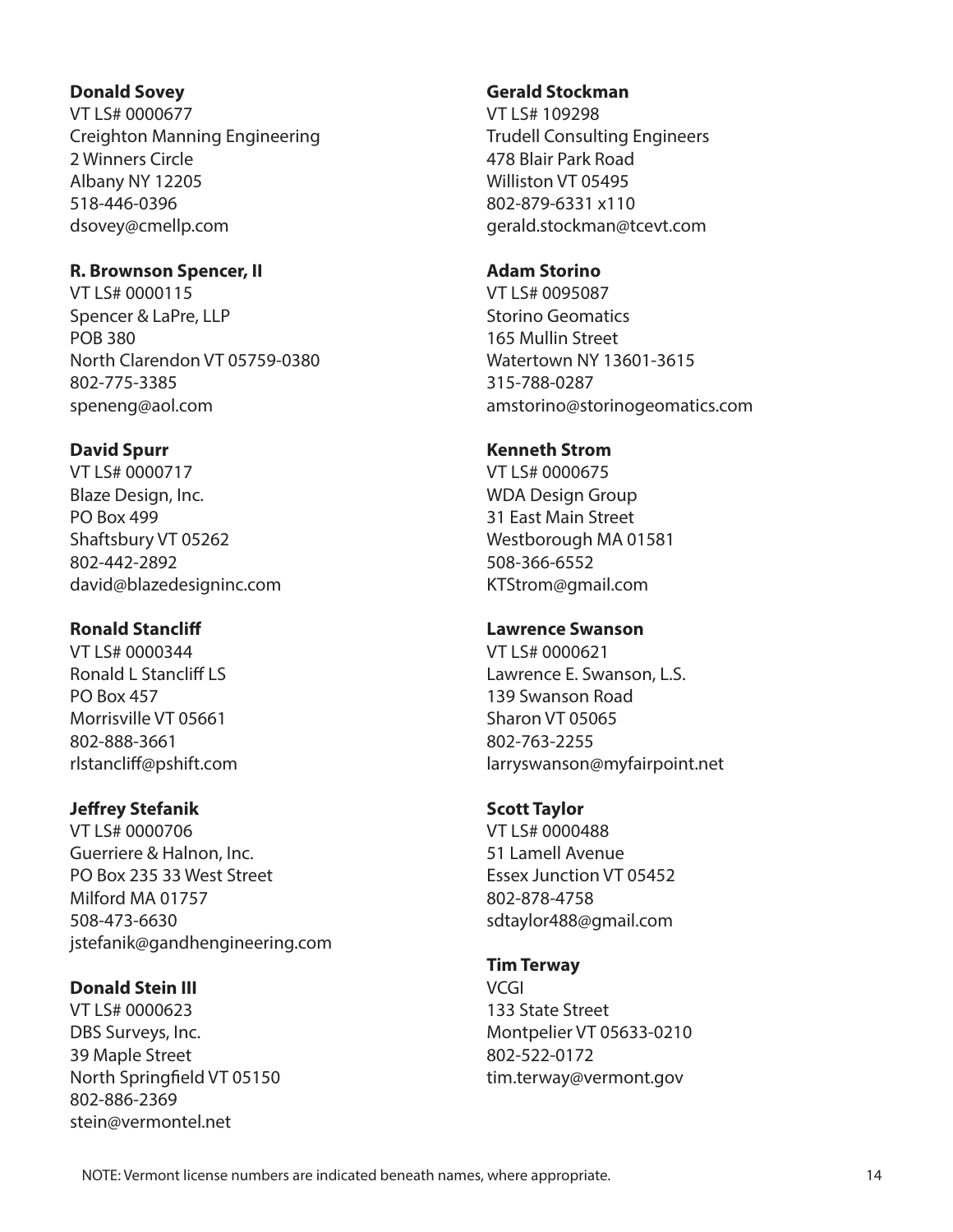**Donald Sovey**
VT LS# 0000677
Creighton Manning Engineering
2 Winners Circle
Albany NY 12205
518-446-0396
dsovey@cmellp.com

**R. Brownson Spencer, II**
VT LS# 0000115
Spencer & LaPre, LLP
POB 380
North Clarendon VT 05759-0380
802-775-3385
speneng@aol.com

**David Spurr**
VT LS# 0000717
Blaze Design, Inc.
PO Box 499
Shaftsbury VT 05262
802-442-2892
david@blazedesigninc.com

**Ronald Stancliff**
VT LS# 0000344
Ronald L Stancliff LS
PO Box 457
Morrisville VT 05661
802-888-3661
rlstancliff@pshift.com

**Jeffrey Stefanik**
VT LS# 0000706
Guerriere & Halnon, Inc.
PO Box 235 33 West Street
Milford MA 01757
508-473-6630
jstefanik@gandhengineering.com

**Donald Stein III**
VT LS# 0000623
DBS Surveys, Inc.
39 Maple Street
North Springfield VT 05150
802-886-2369
stein@vermontel.net

**Gerald Stockman**
VT LS# 109298
Trudell Consulting Engineers
478 Blair Park Road
Williston VT 05495
802-879-6331 x110
gerald.stockman@tcevt.com

**Adam Storino**
VT LS# 0095087
Storino Geomatics
165 Mullin Street
Watertown NY 13601-3615
315-788-0287
amstorino@storinogeomatics.com

**Kenneth Strom**
VT LS# 0000675
WDA Design Group
31 East Main Street
Westborough MA 01581
508-366-6552
KTStrom@gmail.com

**Lawrence Swanson**
VT LS# 0000621
Lawrence E. Swanson, L.S.
139 Swanson Road
Sharon VT 05065
802-763-2255
larryswanson@myfairpoint.net

**Scott Taylor**
VT LS# 0000488
51 Lamell Avenue
Essex Junction VT 05452
802-878-4758
sdtaylor488@gmail.com

**Tim Terway**
VCGI
133 State Street
Montpelier VT 05633-0210
802-522-0172
tim.terway@vermont.gov

NOTE: Vermont license numbers are indicated beneath names, where appropriate.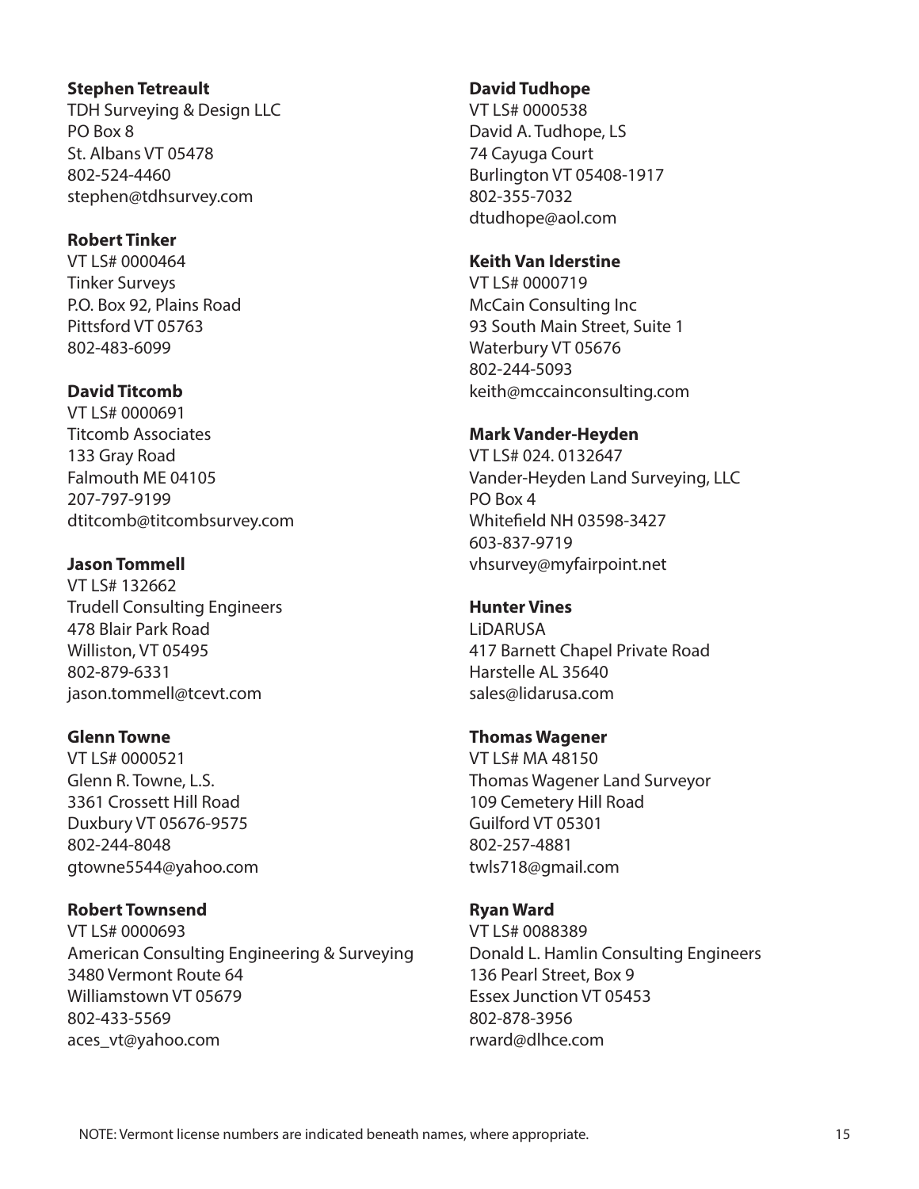**Stephen Tetreault**
TDH Surveying & Design LLC
PO Box 8
St. Albans VT 05478
802-524-4460
stephen@tdhsurvey.com

**Robert Tinker**
VT LS# 0000464
Tinker Surveys
P.O. Box 92, Plains Road
Pittsford VT 05763
802-483-6099

**David Titcomb**
VT LS# 0000691
Titcomb Associates
133 Gray Road
Falmouth ME 04105
207-797-9199
dtitcomb@titcombsurvey.com

**Jason Tommell**
VT LS# 132662
Trudell Consulting Engineers
478 Blair Park Road
Williston, VT 05495
802-879-6331
jason.tommell@tcevt.com

**Glenn Towne**
VT LS# 0000521
Glenn R. Towne, L.S.
3361 Crossett Hill Road
Duxbury VT 05676-9575
802-244-8048
gtowne5544@yahoo.com

**Robert Townsend**
VT LS# 0000693
American Consulting Engineering & Surveying
3480 Vermont Route 64
Williamstown VT 05679
802-433-5569
aces_vt@yahoo.com

**David Tudhope**
VT LS# 0000538
David A. Tudhope, LS
74 Cayuga Court
Burlington VT 05408-1917
802-355-7032
dtudhope@aol.com

**Keith Van Iderstine**
VT LS# 0000719
McCain Consulting Inc
93 South Main Street, Suite 1
Waterbury VT 05676
802-244-5093
keith@mccainconsulting.com

**Mark Vander-Heyden**
VT LS# 024. 0132647
Vander-Heyden Land Surveying, LLC
PO Box 4
Whitefield NH 03598-3427
603-837-9719
vhsurvey@myfairpoint.net

**Hunter Vines**
LiDARUSA
417 Barnett Chapel Private Road
Harstelle AL 35640
sales@lidarusa.com

**Thomas Wagener**
VT LS# MA 48150
Thomas Wagener Land Surveyor
109 Cemetery Hill Road
Guilford VT 05301
802-257-4881
twls718@gmail.com

**Ryan Ward**
VT LS# 0088389
Donald L. Hamlin Consulting Engineers
136 Pearl Street, Box 9
Essex Junction VT 05453
802-878-3956
rward@dlhce.com

NOTE: Vermont license numbers are indicated beneath names, where appropriate.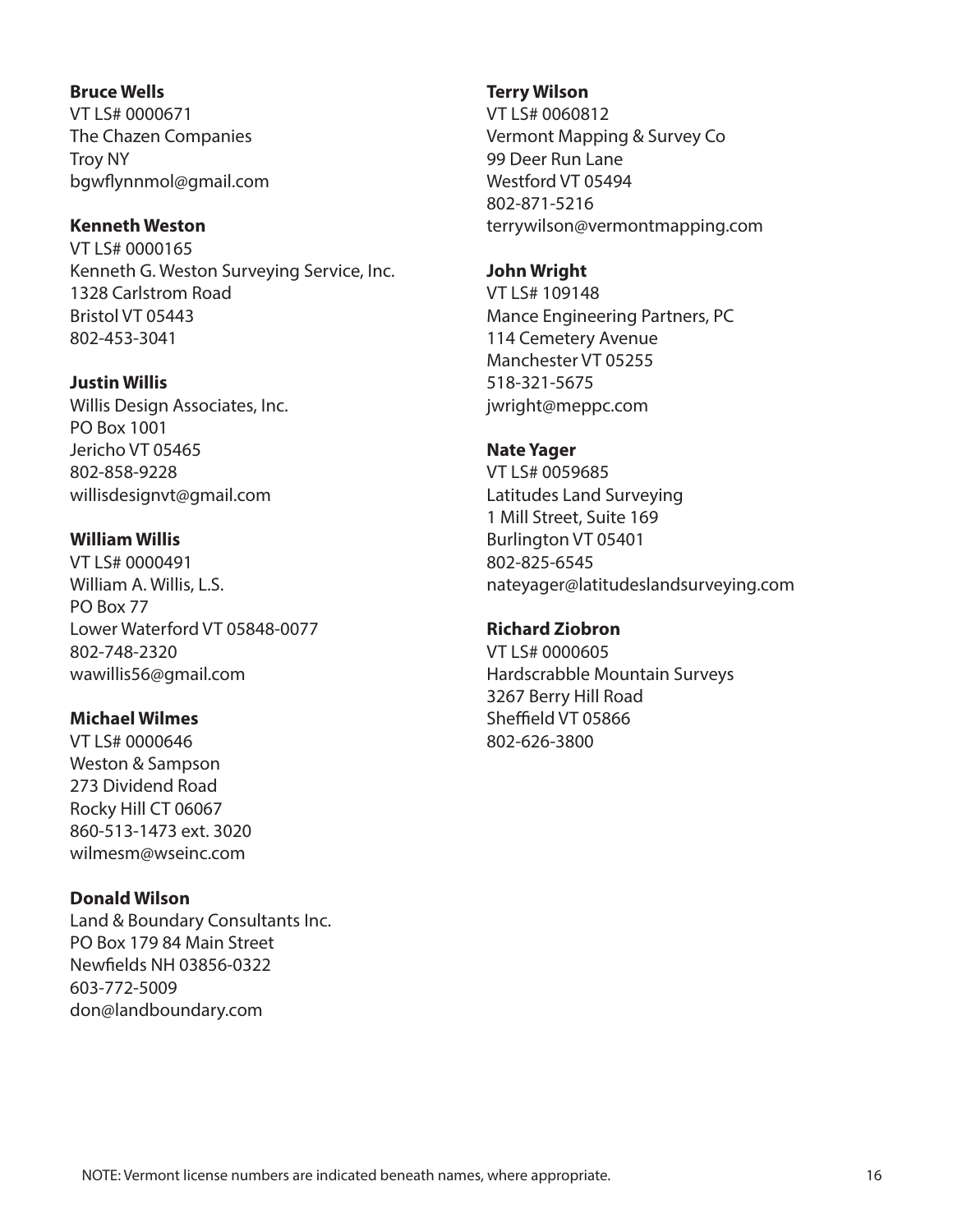**Bruce Wells**
VT LS# 0000671
The Chazen Companies
Troy NY
bgwflynnmol@gmail.com

**Kenneth Weston**
VT LS# 0000165
Kenneth G. Weston Surveying Service, Inc.
1328 Carlstrom Road
Bristol VT 05443
802-453-3041

**Justin Willis**
Willis Design Associates, Inc.
PO Box 1001
Jericho VT 05465
802-858-9228
willisdesignvt@gmail.com

**William Willis**
VT LS# 0000491
William A. Willis, L.S.
PO Box 77
Lower Waterford VT 05848-0077
802-748-2320
wawillis56@gmail.com

**Michael Wilmes**
VT LS# 0000646
Weston & Sampson
273 Dividend Road
Rocky Hill CT 06067
860-513-1473 ext. 3020
wilmesm@wseinc.com

**Donald Wilson**
Land & Boundary Consultants Inc.
PO Box 179 84 Main Street
Newfields NH 03856-0322
603-772-5009
don@landboundary.com

**Terry Wilson**
VT LS# 0060812
Vermont Mapping & Survey Co
99 Deer Run Lane
Westford VT 05494
802-871-5216
terrywilson@vermontmapping.com

**John Wright**
VT LS# 109148
Mance Engineering Partners, PC
114 Cemetery Avenue
Manchester VT 05255
518-321-5675
jwright@meppc.com

**Nate Yager**
VT LS# 0059685
Latitudes Land Surveying
1 Mill Street, Suite 169
Burlington VT 05401
802-825-6545
nateyager@latitudeslandsurveying.com

**Richard Ziobron**
VT LS# 0000605
Hardscrabble Mountain Surveys
3267 Berry Hill Road
Sheffield VT 05866
802-626-3800

NOTE: Vermont license numbers are indicated beneath names, where appropriate.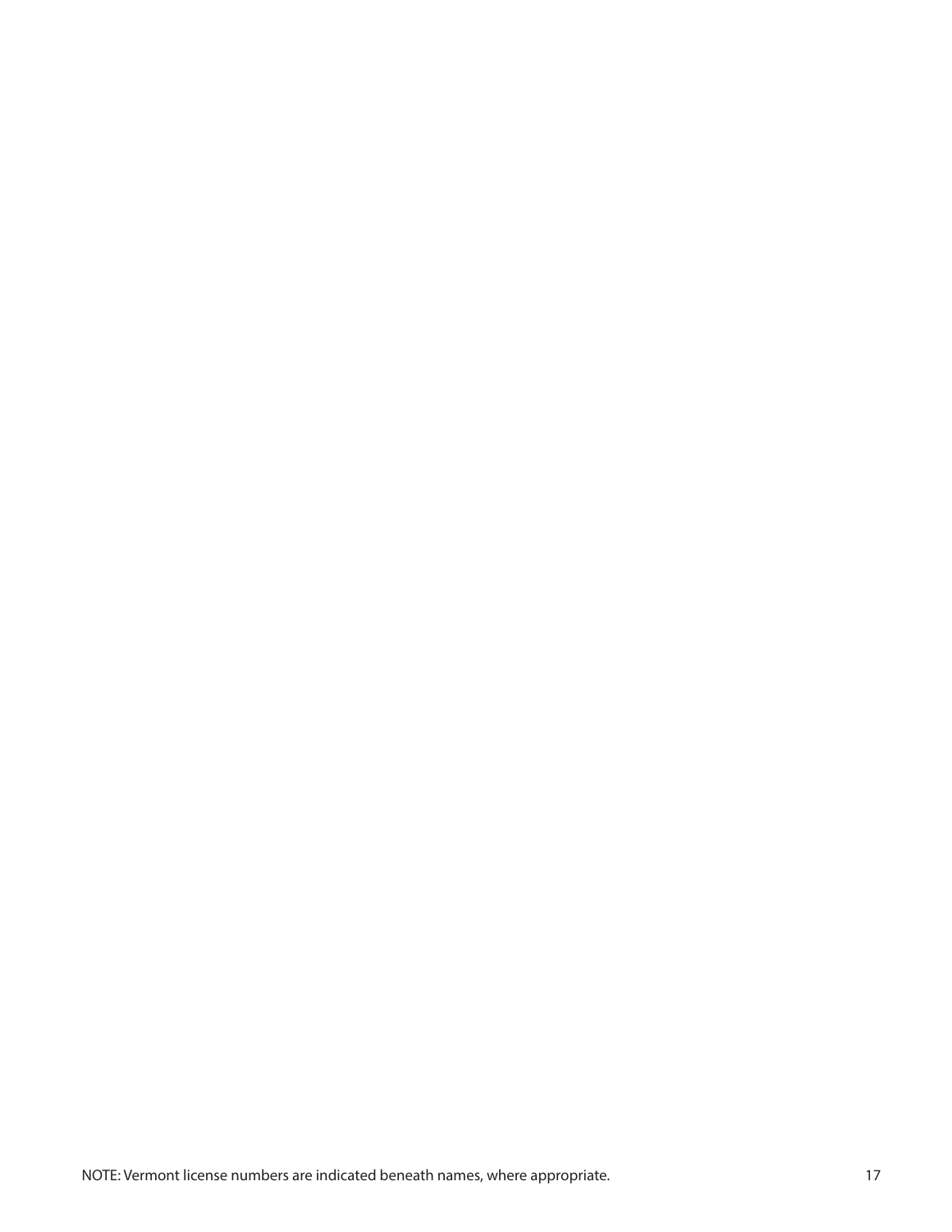NOTE: Vermont license numbers are indicated beneath names, where appropriate.